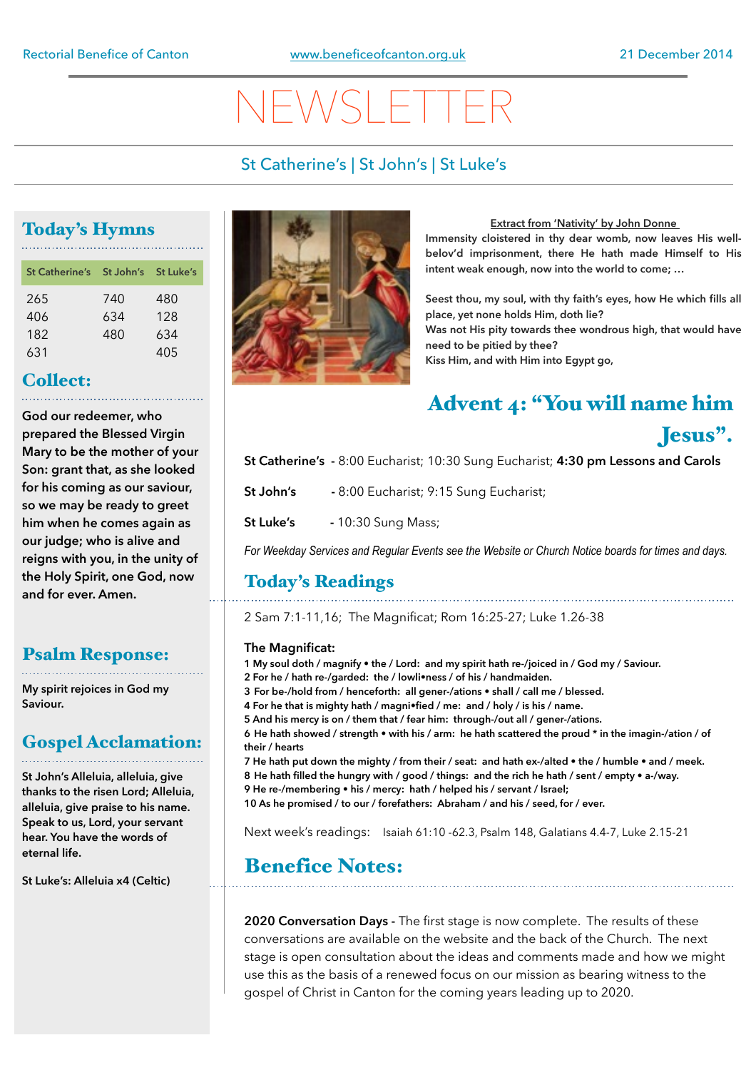Rectorial Benefice of Canton | www.beneficeofcanton.org.uk | 21 December 2014

# NEWSLETTER

St Catherine's | St John's | St Luke's

## Today's Hymns

| St Catherine's | St John's | St Luke's |
|---|---|---|
| 265 | 740 | 480 |
| 406 | 634 | 128 |
| 182 | 480 | 634 |
| 631 | | 405 |

## Collect:

**God our redeemer, who prepared the Blessed Virgin Mary to be the mother of your Son: grant that, as she looked for his coming as our saviour, so we may be ready to greet him when he comes again as our judge; who is alive and reigns with you, in the unity of the Holy Spirit, one God, now and for ever. Amen.**

## Psalm Response:

**My spirit rejoices in God my Saviour.**

## Gospel Acclamation:

**St John's Alleluia, alleluia, give thanks to the risen Lord; Alleluia, alleluia, give praise to his name. Speak to us, Lord, your servant hear. You have the words of eternal life.**

**St Luke's: Alleluia x4 (Celtic)**

**Extract from 'Nativity' by John Donne**

**Immensity cloistered in thy dear womb, now leaves His well-belov'd imprisonment, there He hath made Himself to His intent weak enough, now into the world to come; …**

**Seest thou, my soul, with thy faith's eyes, how He which fills all place, yet none holds Him, doth lie?**
**Was not His pity towards thee wondrous high, that would have need to be pitied by thee?**
**Kiss Him, and with Him into Egypt go,**

## Advent 4: "You will name him Jesus".

**St Catherine's** - 8:00 Eucharist; 10:30 Sung Eucharist; **4:30 pm Lessons and Carols**

**St John's** - 8:00 Eucharist; 9:15 Sung Eucharist;

**St Luke's** - 10:30 Sung Mass;

*For Weekday Services and Regular Events see the Website or Church Notice boards for times and days.*

## Today's Readings

2 Sam 7:1-11,16; The Magnificat; Rom 16:25-27; Luke 1.26-38

**The Magnificat:**

**1 My soul doth / magnify • the / Lord: and my spirit hath re-/joiced in / God my / Saviour.**
**2 For he / hath re-/garded: the / lowli•ness / of his / handmaiden.**
**3 For be-/hold from / henceforth: all gener-/ations • shall / call me / blessed.**
**4 For he that is mighty hath / magni•fied / me: and / holy / is his / name.**
**5 And his mercy is on / them that / fear him: through-/out all / gener-/ations.**
**6 He hath showed / strength • with his / arm: he hath scattered the proud * in the imagin-/ation / of their / hearts**
**7 He hath put down the mighty / from their / seat: and hath ex-/alted • the / humble • and / meek.**
**8 He hath filled the hungry with / good / things: and the rich he hath / sent / empty • a-/way.**
**9 He re-/membering • his / mercy: hath / helped his / servant / Israel;**
**10 As he promised / to our / forefathers: Abraham / and his / seed, for / ever.**

Next week's readings: Isaiah 61:10 -62.3, Psalm 148, Galatians 4.4-7, Luke 2.15-21

## Benefice Notes:

**2020 Conversation Days -** The first stage is now complete. The results of these conversations are available on the website and the back of the Church. The next stage is open consultation about the ideas and comments made and how we might use this as the basis of a renewed focus on our mission as bearing witness to the gospel of Christ in Canton for the coming years leading up to 2020.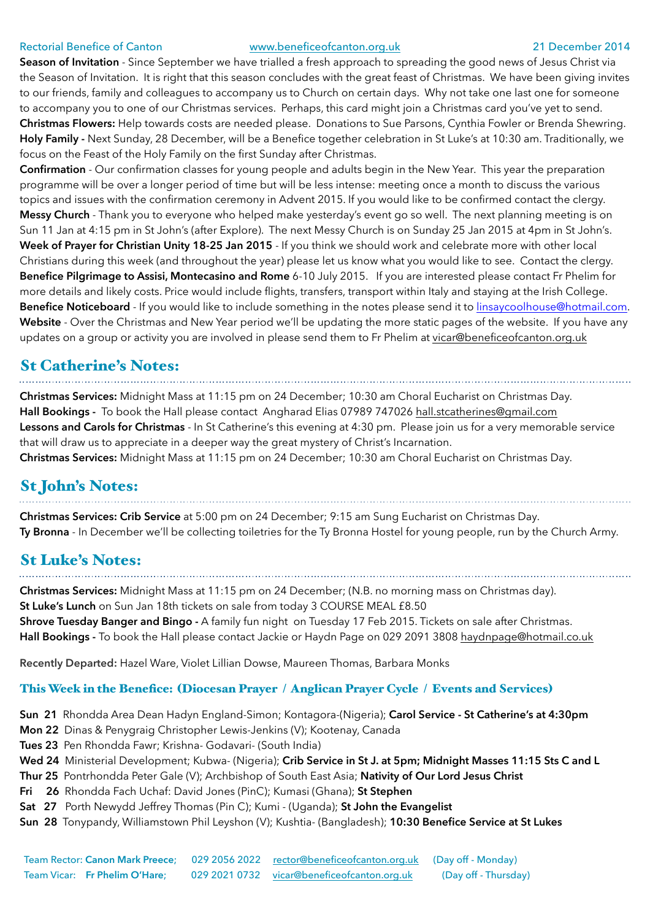Rectorial Benefice of Canton www.beneficeofcanton.org.uk 21 December 2014

**Season of Invitation** - Since September we have trialled a fresh approach to spreading the good news of Jesus Christ via the Season of Invitation. It is right that this season concludes with the great feast of Christmas. We have been giving invites to our friends, family and colleagues to accompany us to Church on certain days. Why not take one last one for someone to accompany you to one of our Christmas services. Perhaps, this card might join a Christmas card you've yet to send.

**Christmas Flowers:** Help towards costs are needed please. Donations to Sue Parsons, Cynthia Fowler or Brenda Shewring.

**Holy Family -** Next Sunday, 28 December, will be a Benefice together celebration in St Luke's at 10:30 am. Traditionally, we focus on the Feast of the Holy Family on the first Sunday after Christmas.

**Confirmation** - Our confirmation classes for young people and adults begin in the New Year. This year the preparation programme will be over a longer period of time but will be less intense: meeting once a month to discuss the various topics and issues with the confirmation ceremony in Advent 2015. If you would like to be confirmed contact the clergy.

**Messy Church** - Thank you to everyone who helped make yesterday's event go so well. The next planning meeting is on Sun 11 Jan at 4:15 pm in St John's (after Explore). The next Messy Church is on Sunday 25 Jan 2015 at 4pm in St John's.

**Week of Prayer for Christian Unity 18-25 Jan 2015** - If you think we should work and celebrate more with other local Christians during this week (and throughout the year) please let us know what you would like to see. Contact the clergy.

**Benefice Pilgrimage to Assisi, Montecasino and Rome** 6-10 July 2015. If you are interested please contact Fr Phelim for more details and likely costs. Price would include flights, transfers, transport within Italy and staying at the Irish College.

**Benefice Noticeboard** - If you would like to include something in the notes please send it to linsaycoolhouse@hotmail.com.

**Website** - Over the Christmas and New Year period we'll be updating the more static pages of the website. If you have any updates on a group or activity you are involved in please send them to Fr Phelim at vicar@beneficeofcanton.org.uk

## St Catherine's Notes:

**Christmas Services:** Midnight Mass at 11:15 pm on 24 December; 10:30 am Choral Eucharist on Christmas Day.

**Hall Bookings -** To book the Hall please contact Angharad Elias 07989 747026 hall.stcatherines@gmail.com

**Lessons and Carols for Christmas** - In St Catherine's this evening at 4:30 pm. Please join us for a very memorable service that will draw us to appreciate in a deeper way the great mystery of Christ's Incarnation.

**Christmas Services:** Midnight Mass at 11:15 pm on 24 December; 10:30 am Choral Eucharist on Christmas Day.

## St John's Notes:

**Christmas Services: Crib Service** at 5:00 pm on 24 December; 9:15 am Sung Eucharist on Christmas Day.

**Ty Bronna** - In December we'll be collecting toiletries for the Ty Bronna Hostel for young people, run by the Church Army.

## St Luke's Notes:

**Christmas Services:** Midnight Mass at 11:15 pm on 24 December; (N.B. no morning mass on Christmas day).

**St Luke's Lunch** on Sun Jan 18th tickets on sale from today 3 COURSE MEAL £8.50

**Shrove Tuesday Banger and Bingo -** A family fun night on Tuesday 17 Feb 2015. Tickets on sale after Christmas.

**Hall Bookings -** To book the Hall please contact Jackie or Haydn Page on 029 2091 3808 haydnpage@hotmail.co.uk

**Recently Departed:** Hazel Ware, Violet Lillian Dowse, Maureen Thomas, Barbara Monks

### This Week in the Benefice: (Diocesan Prayer / Anglican Prayer Cycle / Events and Services)

**Sun 21** Rhondda Area Dean Hadyn England-Simon; Kontagora-(Nigeria); **Carol Service - St Catherine's at 4:30pm**
**Mon 22** Dinas & Penygraig Christopher Lewis-Jenkins (V); Kootenay, Canada
**Tues 23** Pen Rhondda Fawr; Krishna- Godavari- (South India)
**Wed 24** Ministerial Development; Kubwa- (Nigeria); **Crib Service in St J. at 5pm; Midnight Masses 11:15 Sts C and L**
**Thur 25** Pontrhondda Peter Gale (V); Archbishop of South East Asia; **Nativity of Our Lord Jesus Christ**
**Fri 26** Rhondda Fach Uchaf: David Jones (PinC); Kumasi (Ghana); **St Stephen**
**Sat 27** Porth Newydd Jeffrey Thomas (Pin C); Kumi - (Uganda); **St John the Evangelist**
**Sun 28** Tonypandy, Williamstown Phil Leyshon (V); Kushtia- (Bangladesh); **10:30 Benefice Service at St Lukes**

Team Rector: **Canon Mark Preece;** 029 2056 2022 rector@beneficeofcanton.org.uk (Day off - Monday)
Team Vicar: **Fr Phelim O'Hare;** 029 2021 0732 vicar@beneficeofcanton.org.uk (Day off - Thursday)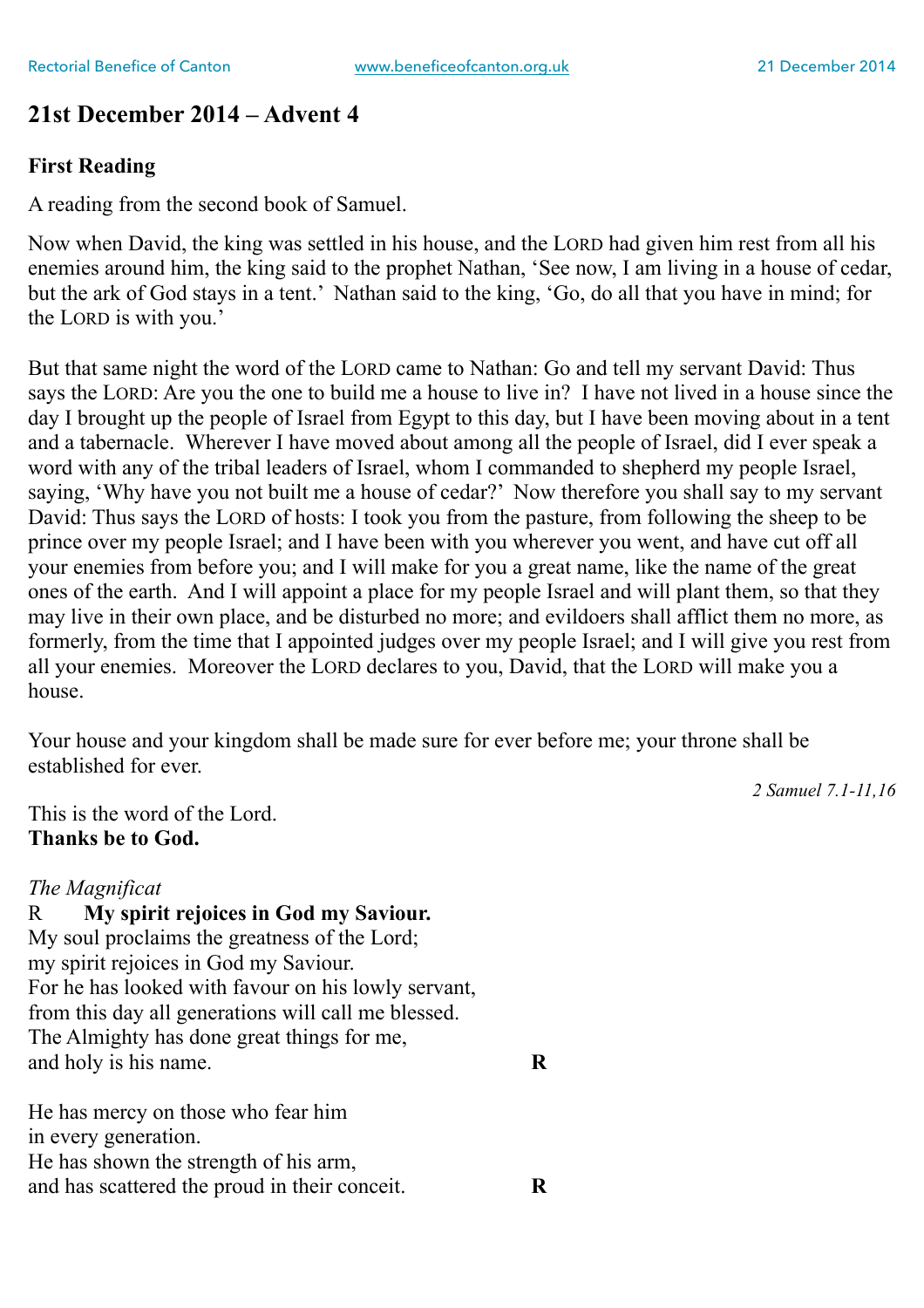## 21st December 2014 – Advent 4

### First Reading

A reading from the second book of Samuel.

Now when David, the king was settled in his house, and the LORD had given him rest from all his enemies around him, the king said to the prophet Nathan, 'See now, I am living in a house of cedar, but the ark of God stays in a tent.' Nathan said to the king, 'Go, do all that you have in mind; for the LORD is with you.'

But that same night the word of the LORD came to Nathan: Go and tell my servant David: Thus says the LORD: Are you the one to build me a house to live in? I have not lived in a house since the day I brought up the people of Israel from Egypt to this day, but I have been moving about in a tent and a tabernacle. Wherever I have moved about among all the people of Israel, did I ever speak a word with any of the tribal leaders of Israel, whom I commanded to shepherd my people Israel, saying, 'Why have you not built me a house of cedar?' Now therefore you shall say to my servant David: Thus says the LORD of hosts: I took you from the pasture, from following the sheep to be prince over my people Israel; and I have been with you wherever you went, and have cut off all your enemies from before you; and I will make for you a great name, like the name of the great ones of the earth. And I will appoint a place for my people Israel and will plant them, so that they may live in their own place, and be disturbed no more; and evildoers shall afflict them no more, as formerly, from the time that I appointed judges over my people Israel; and I will give you rest from all your enemies. Moreover the LORD declares to you, David, that the LORD will make you a house.

Your house and your kingdom shall be made sure for ever before me; your throne shall be established for ever.

*2 Samuel 7.1-11,16*

This is the word of the Lord.
**Thanks be to God.**

*The Magnificat*
R **My spirit rejoices in God my Saviour.**
My soul proclaims the greatness of the Lord;
my spirit rejoices in God my Saviour.
For he has looked with favour on his lowly servant,
from this day all generations will call me blessed.
The Almighty has done great things for me,
and holy is his name. **R**

He has mercy on those who fear him
in every generation.
He has shown the strength of his arm,
and has scattered the proud in their conceit. **R**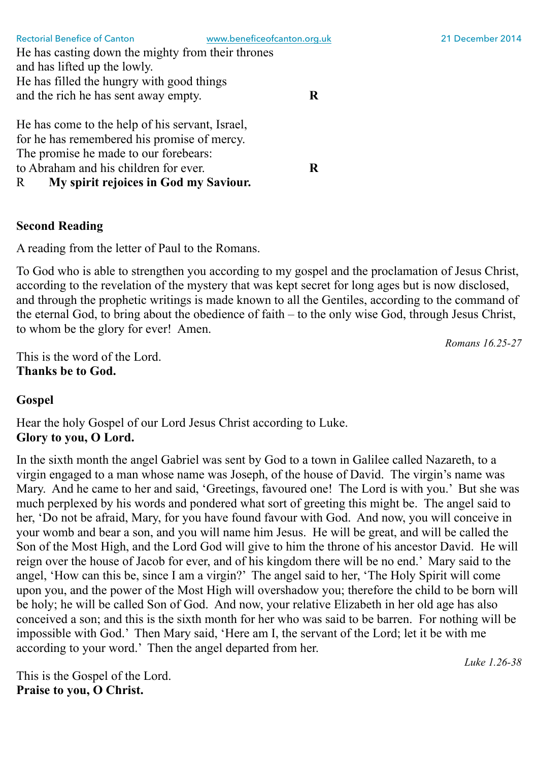He has casting down the mighty from their thrones
and has lifted up the lowly.
He has filled the hungry with good things
and the rich he has sent away empty. **R**

He has come to the help of his servant, Israel,
for he has remembered his promise of mercy.
The promise he made to our forebears:
to Abraham and his children for ever. **R**

R **My spirit rejoices in God my Saviour.**

**Second Reading**

A reading from the letter of Paul to the Romans.

To God who is able to strengthen you according to my gospel and the proclamation of Jesus Christ, according to the revelation of the mystery that was kept secret for long ages but is now disclosed, and through the prophetic writings is made known to all the Gentiles, according to the command of the eternal God, to bring about the obedience of faith – to the only wise God, through Jesus Christ, to whom be the glory for ever! Amen.

*Romans 16.25-27*

This is the word of the Lord.
**Thanks be to God.**

**Gospel**

Hear the holy Gospel of our Lord Jesus Christ according to Luke.
**Glory to you, O Lord.**

In the sixth month the angel Gabriel was sent by God to a town in Galilee called Nazareth, to a virgin engaged to a man whose name was Joseph, of the house of David. The virgin's name was Mary. And he came to her and said, 'Greetings, favoured one! The Lord is with you.' But she was much perplexed by his words and pondered what sort of greeting this might be. The angel said to her, 'Do not be afraid, Mary, for you have found favour with God. And now, you will conceive in your womb and bear a son, and you will name him Jesus. He will be great, and will be called the Son of the Most High, and the Lord God will give to him the throne of his ancestor David. He will reign over the house of Jacob for ever, and of his kingdom there will be no end.' Mary said to the angel, 'How can this be, since I am a virgin?' The angel said to her, 'The Holy Spirit will come upon you, and the power of the Most High will overshadow you; therefore the child to be born will be holy; he will be called Son of God. And now, your relative Elizabeth in her old age has also conceived a son; and this is the sixth month for her who was said to be barren. For nothing will be impossible with God.' Then Mary said, 'Here am I, the servant of the Lord; let it be with me according to your word.' Then the angel departed from her.

*Luke 1.26-38*

This is the Gospel of the Lord.
**Praise to you, O Christ.**